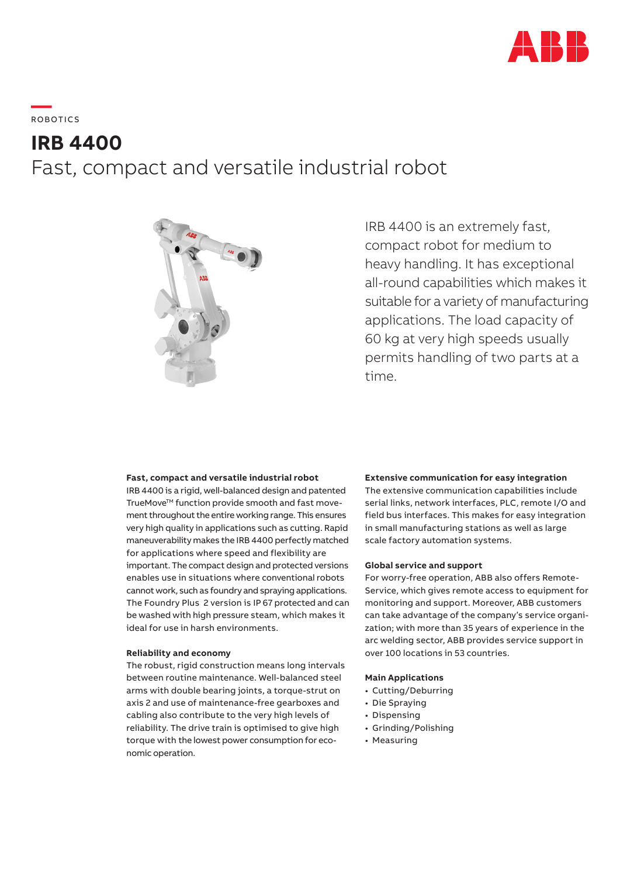ROBOTICS

# IRB 4400

## Fast, compact and versatile industrial robot

IRB 4400 is an extremely fast, compact robot for medium to heavy handling. It has exceptional all-round capabilities which makes it suitable for a variety of manufacturing applications. The load capacity of 60 kg at very high speeds usually permits handling of two parts at a time.

**Fast, compact and versatile industrial robot**
IRB 4400 is a rigid, well-balanced design and patented TrueMove™ function provide smooth and fast movement throughout the entire working range. This ensures very high quality in applications such as cutting. Rapid maneuverability makes the IRB 4400 perfectly matched for applications where speed and flexibility are important. The compact design and protected versions enables use in situations where conventional robots cannot work, such as foundry and spraying applications. The Foundry Plus 2 version is IP 67 protected and can be washed with high pressure steam, which makes it ideal for use in harsh environments.

**Reliability and economy**
The robust, rigid construction means long intervals between routine maintenance. Well-balanced steel arms with double bearing joints, a torque-strut on axis 2 and use of maintenance-free gearboxes and cabling also contribute to the very high levels of reliability. The drive train is optimised to give high torque with the lowest power consumption for economic operation.

**Extensive communication for easy integration**
The extensive communication capabilities include serial links, network interfaces, PLC, remote I/O and field bus interfaces. This makes for easy integration in small manufacturing stations as well as large scale factory automation systems.

**Global service and support**
For worry-free operation, ABB also offers Remote-Service, which gives remote access to equipment for monitoring and support. Moreover, ABB customers can take advantage of the company's service organization; with more than 35 years of experience in the arc welding sector, ABB provides service support in over 100 locations in 53 countries.

**Main Applications**
- Cutting/Deburring
- Die Spraying
- Dispensing
- Grinding/Polishing
- Measuring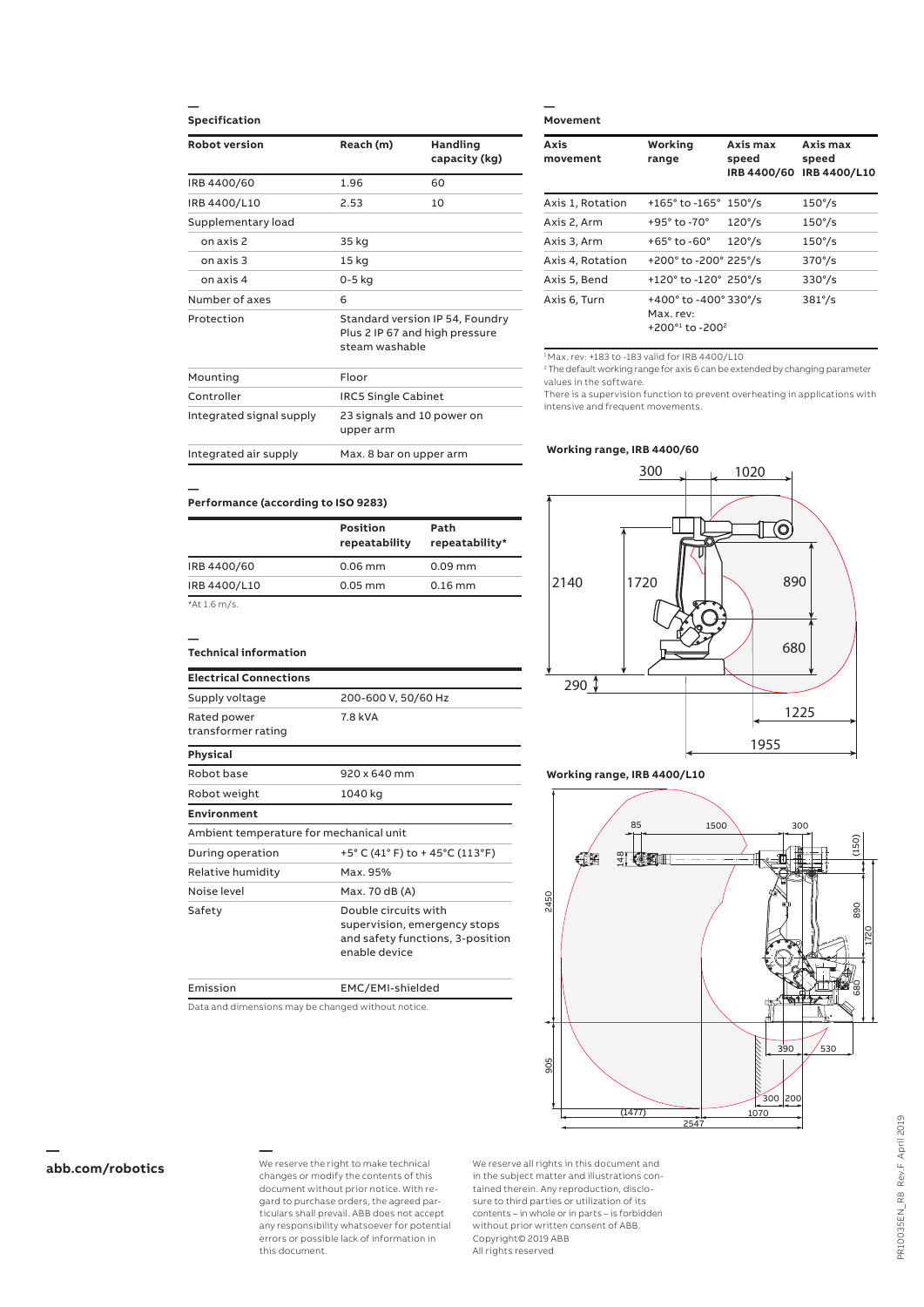## Specification

| Robot version | Reach (m) | Handling capacity (kg) |
|---|---|---|
| IRB 4400/60 | 1.96 | 60 |
| IRB 4400/L10 | 2.53 | 10 |
| Supplementary load | | |
| on axis 2 | 35 kg | |
| on axis 3 | 15 kg | |
| on axis 4 | 0-5 kg | |
| Number of axes | 6 | |
| Protection | Standard version IP 54, Foundry Plus 2 IP 67 and high pressure steam washable | |
| Mounting | Floor | |
| Controller | IRC5 Single Cabinet | |
| Integrated signal supply | 23 signals and 10 power on upper arm | |
| Integrated air supply | Max. 8 bar on upper arm | |

## Performance (according to ISO 9283)

| | Position repeatability | Path repeatability* |
|---|---|---|
| IRB 4400/60 | 0.06 mm | 0.09 mm |
| IRB 4400/L10 | 0.05 mm | 0.16 mm |

*At 1.6 m/s.

## Technical information

| Electrical Connections | |
|---|---|
| Supply voltage | 200-600 V, 50/60 Hz |
| Rated power transformer rating | 7.8 kVA |
| **Physical** | |
| Robot base | 920 x 640 mm |
| Robot weight | 1040 kg |
| **Environment** | |
| Ambient temperature for mechanical unit | |
| During operation | +5° C (41° F) to + 45°C (113°F) |
| Relative humidity | Max. 95% |
| Noise level | Max. 70 dB (A) |
| Safety | Double circuits with supervision, emergency stops and safety functions, 3-position enable device |
| Emission | EMC/EMI-shielded |

Data and dimensions may be changed without notice.

## Movement

| Axis movement | Working range | Axis max speed IRB 4400/60 | Axis max speed IRB 4400/L10 |
|---|---|---|---|
| Axis 1, Rotation | +165° to -165° | 150°/s | 150°/s |
| Axis 2, Arm | +95° to -70° | 120°/s | 150°/s |
| Axis 3, Arm | +65° to -60° | 120°/s | 150°/s |
| Axis 4, Rotation | +200° to -200° | 225°/s | 370°/s |
| Axis 5, Bend | +120° to -120° | 250°/s | 330°/s |
| Axis 6, Turn | +400° to -400° Max. rev: +200°[1] to -200[2] | 330°/s | 381°/s |

[1] Max. rev: +183 to -183 valid for IRB 4400/L10

[2] The default working range for axis 6 can be extended by changing parameter values in the software.

There is a supervision function to prevent overheating in applications with intensive and frequent movements.

### Working range, IRB 4400/60

300
1020
2140
1720
890
680
290
1225
1955

### Working range, IRB 4400/L10

85
1500
300
(150)
148
2450
890
1720
680
390
530
905
300
200
(1477)
1070
2547

**abb.com/robotics**

We reserve the right to make technical changes or modify the contents of this document without prior notice. With regard to purchase orders, the agreed particulars shall prevail. ABB does not accept any responsibility whatsoever for potential errors or possible lack of information in this document.

We reserve all rights in this document and in the subject matter and illustrations contained therein. Any reproduction, disclosure to third parties or utilization of its contents – in whole or in parts – is forbidden without prior written consent of ABB.
Copyright© 2019 ABB
All rights reserved

PR10035EN_R8 Rev.F April 2019